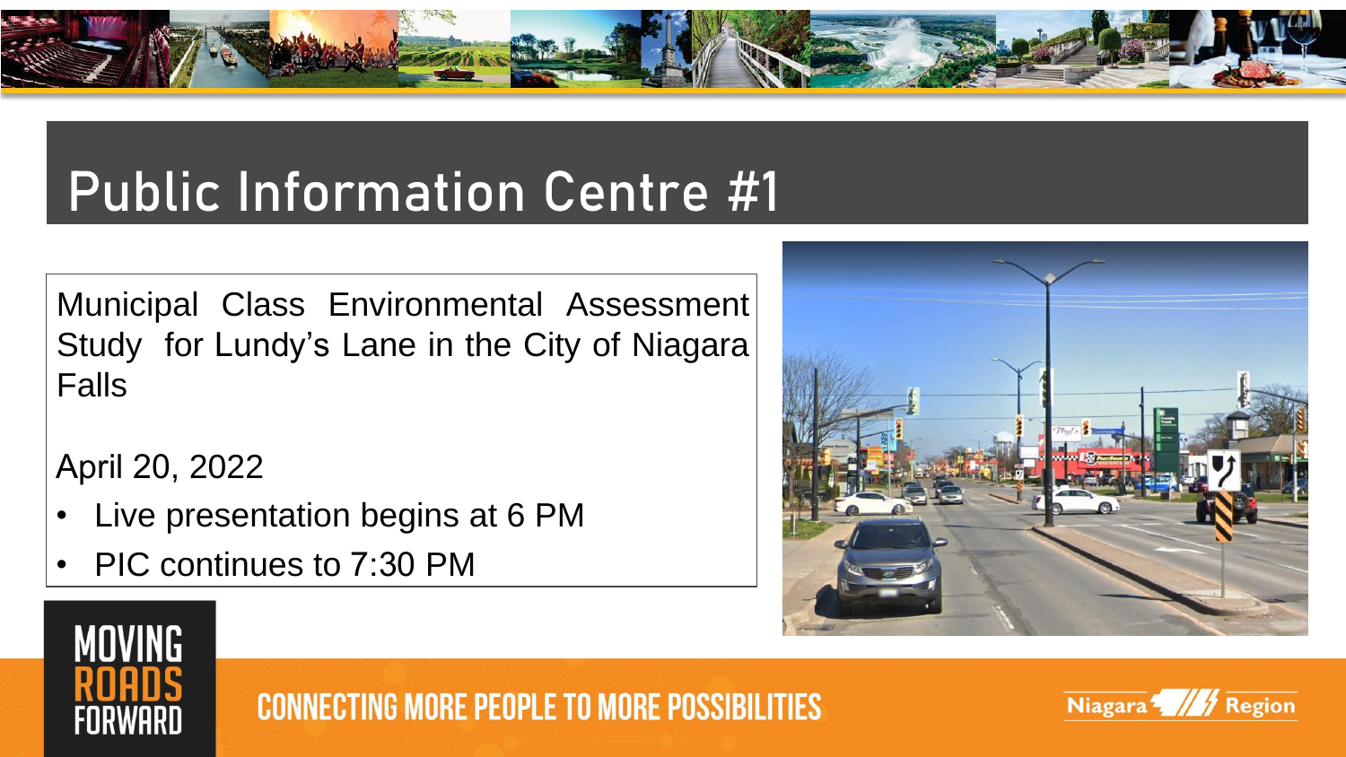# Public Information Centre #1

Municipal Class Environmental Assessment Study for Lundy's Lane in the City of Niagara Falls

April 20, 2022

- Live presentation begins at 6 PM
- PIC continues to 7:30 PM

MOVING ROADS FORWARD

CONNECTING MORE PEOPLE TO MORE POSSIBILITIES

Niagara Region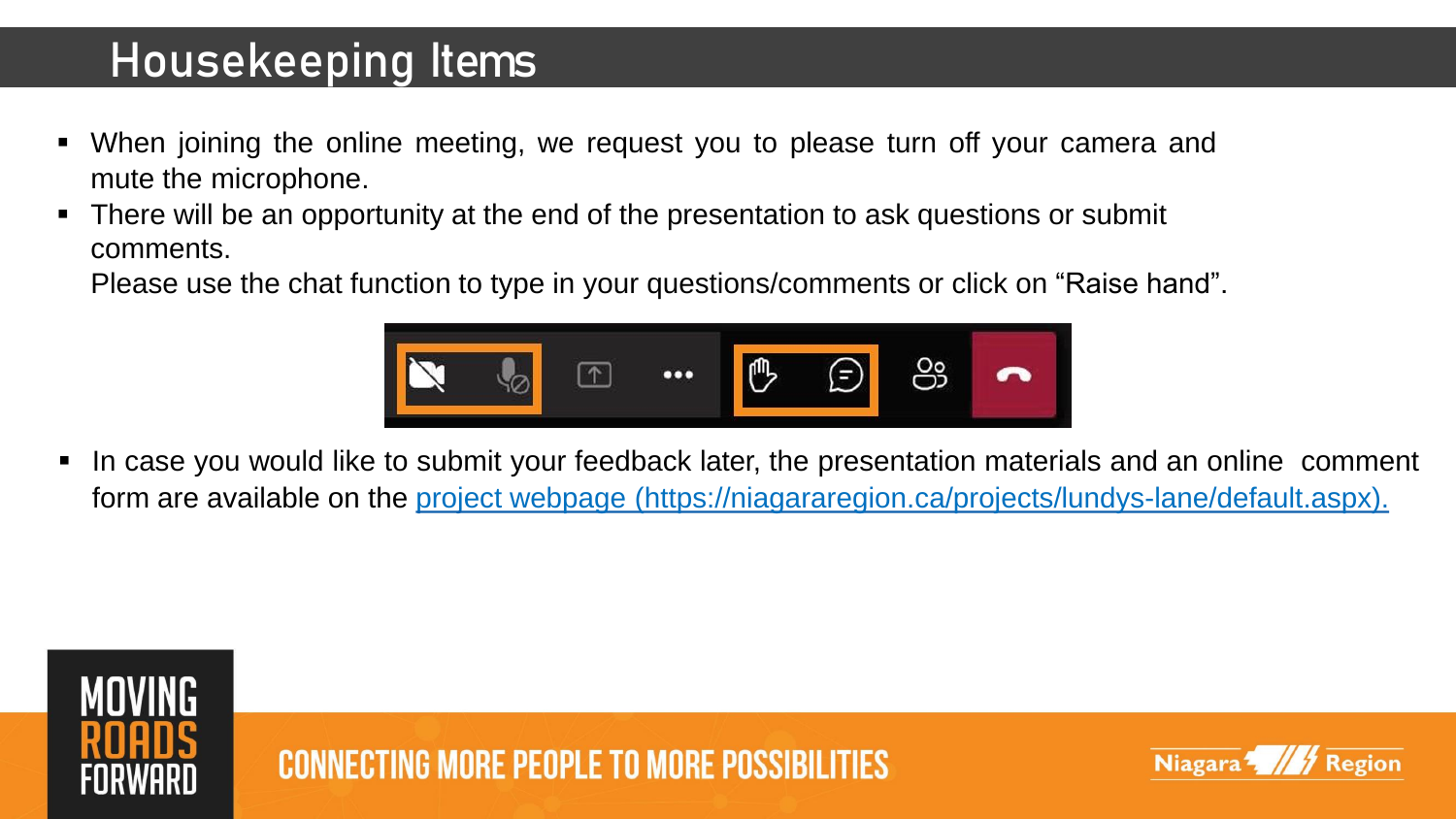# Housekeeping Items

- When joining the online meeting, we request you to please turn off your camera and mute the microphone.
- There will be an opportunity at the end of the presentation to ask questions or submit comments.
  Please use the chat function to type in your questions/comments or click on "Raise hand".
- In case you would like to submit your feedback later, the presentation materials and an online comment form are available on the [project webpage (https://niagararegion.ca/projects/lundys-lane/default.aspx).](https://niagararegion.ca/projects/lundys-lane/default.aspx)

MOVING ROADS FORWARD

CONNECTING MORE PEOPLE TO MORE POSSIBILITIES

Niagara Region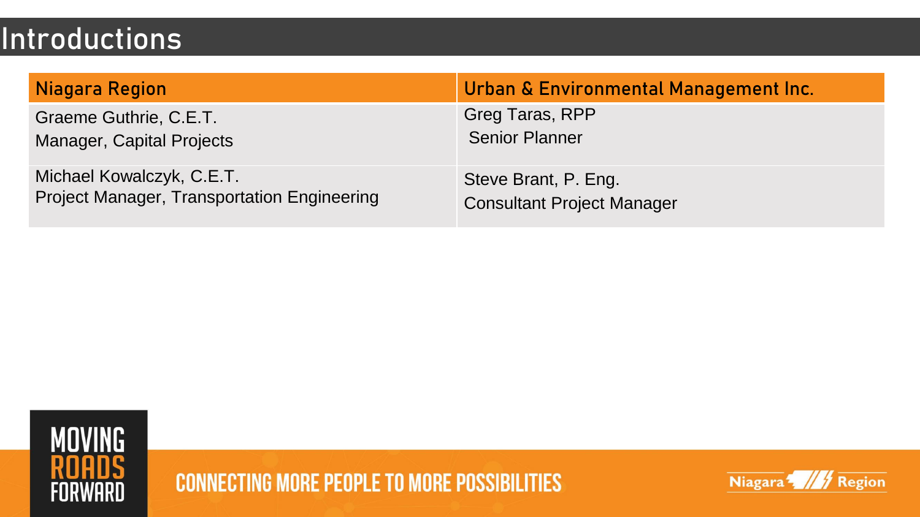# Introductions

| Niagara Region | Urban & Environmental Management Inc. |
|---|---|
| Graeme Guthrie, C.E.T.<br>Manager, Capital Projects | Greg Taras, RPP<br>Senior Planner |
| Michael Kowalczyk, C.E.T.<br>Project Manager, Transportation Engineering | Steve Brant, P. Eng.<br>Consultant Project Manager |

MOVING ROADS FORWARD

CONNECTING MORE PEOPLE TO MORE POSSIBILITIES

Niagara Region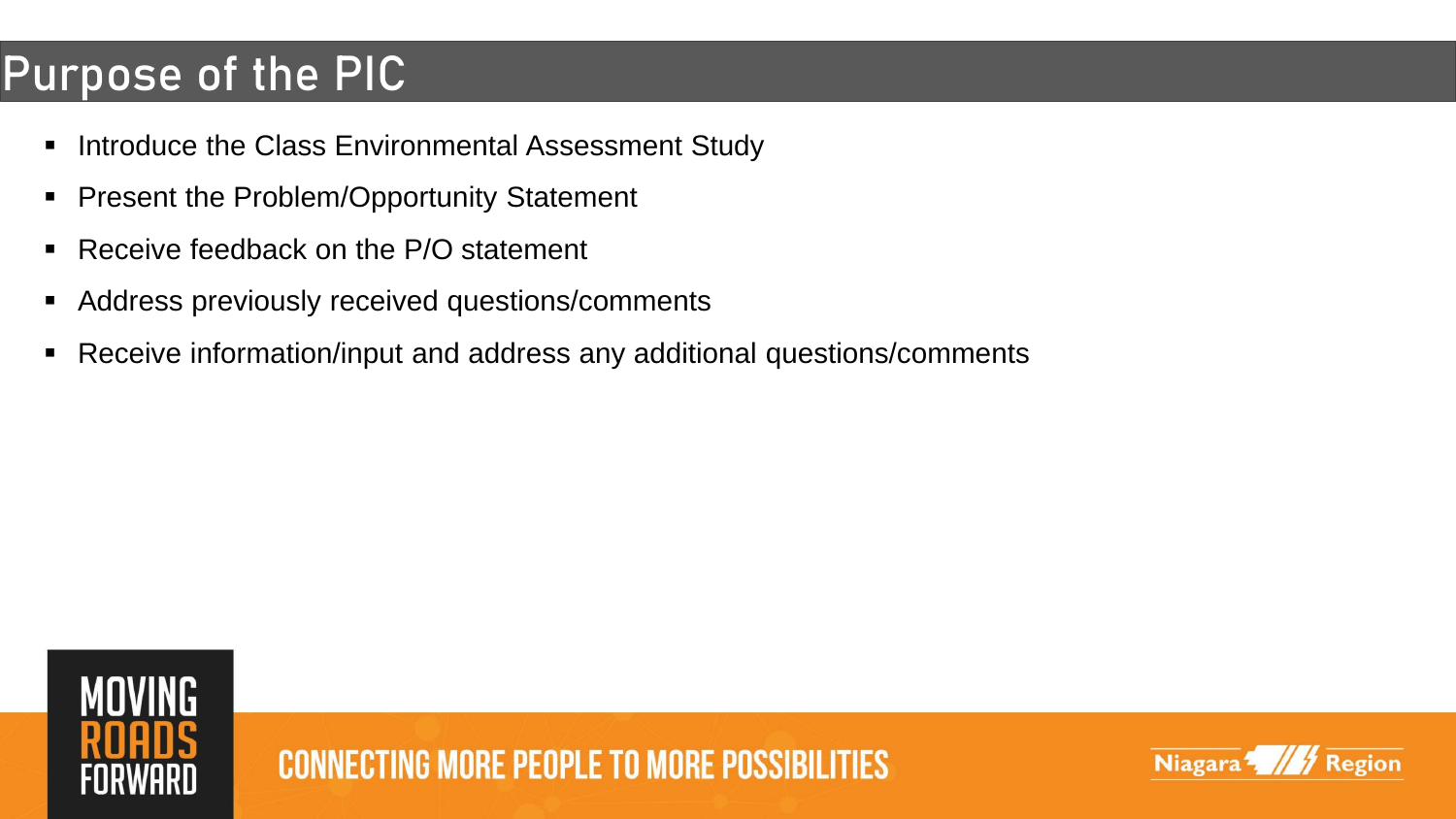# Purpose of the PIC

- Introduce the Class Environmental Assessment Study
- Present the Problem/Opportunity Statement
- Receive feedback on the P/O statement
- Address previously received questions/comments
- Receive information/input and address any additional questions/comments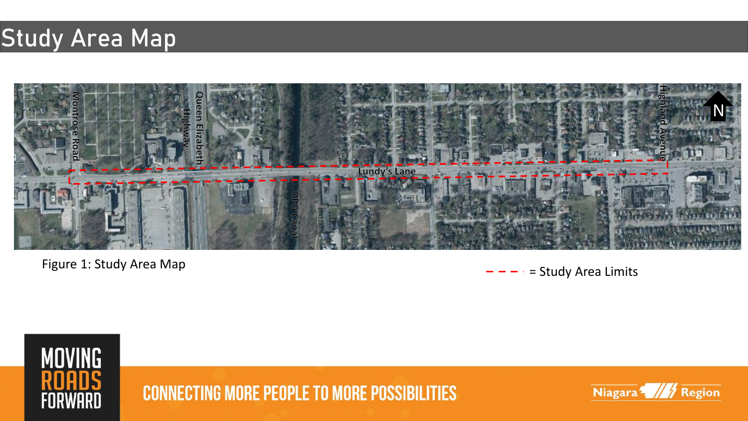# Study Area Map

Montrose Road

Queen Elizabeth Highway

OPG Canal

Lundy's Lane

Highland Avenue

N

Figure 1: Study Area Map

= Study Area Limits

MOVING ROADS FORWARD

CONNECTING MORE PEOPLE TO MORE POSSIBILITIES

Niagara Region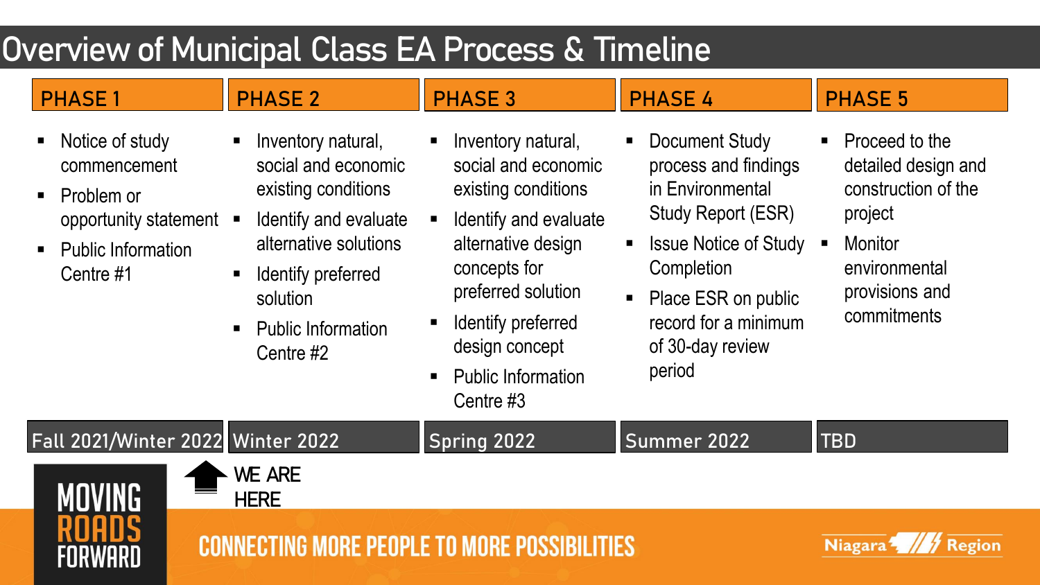# Overview of Municipal Class EA Process & Timeline

| PHASE 1 | PHASE 2 | PHASE 3 | PHASE 4 | PHASE 5 |
|---|---|---|---|---|
| ▪ Notice of study commencement<br>▪ Problem or opportunity statement<br>▪ Public Information Centre #1 | ▪ Inventory natural, social and economic existing conditions<br>▪ Identify and evaluate alternative solutions<br>▪ Identify preferred solution<br>▪ Public Information Centre #2 | ▪ Inventory natural, social and economic existing conditions<br>▪ Identify and evaluate alternative design concepts for preferred solution<br>▪ Identify preferred design concept<br>▪ Public Information Centre #3 | ▪ Document Study process and findings in Environmental Study Report (ESR)<br>▪ Issue Notice of Study Completion<br>▪ Place ESR on public record for a minimum of 30-day review period | ▪ Proceed to the detailed design and construction of the project<br>▪ Monitor environmental provisions and commitments |
| Fall 2021/Winter 2022 | Winter 2022 | Spring 2022 | Summer 2022 | TBD |

WE ARE HERE (Phase 1 – Fall 2021/Winter 2022)

MOVING ROADS FORWARD

CONNECTING MORE PEOPLE TO MORE POSSIBILITIES

Niagara Region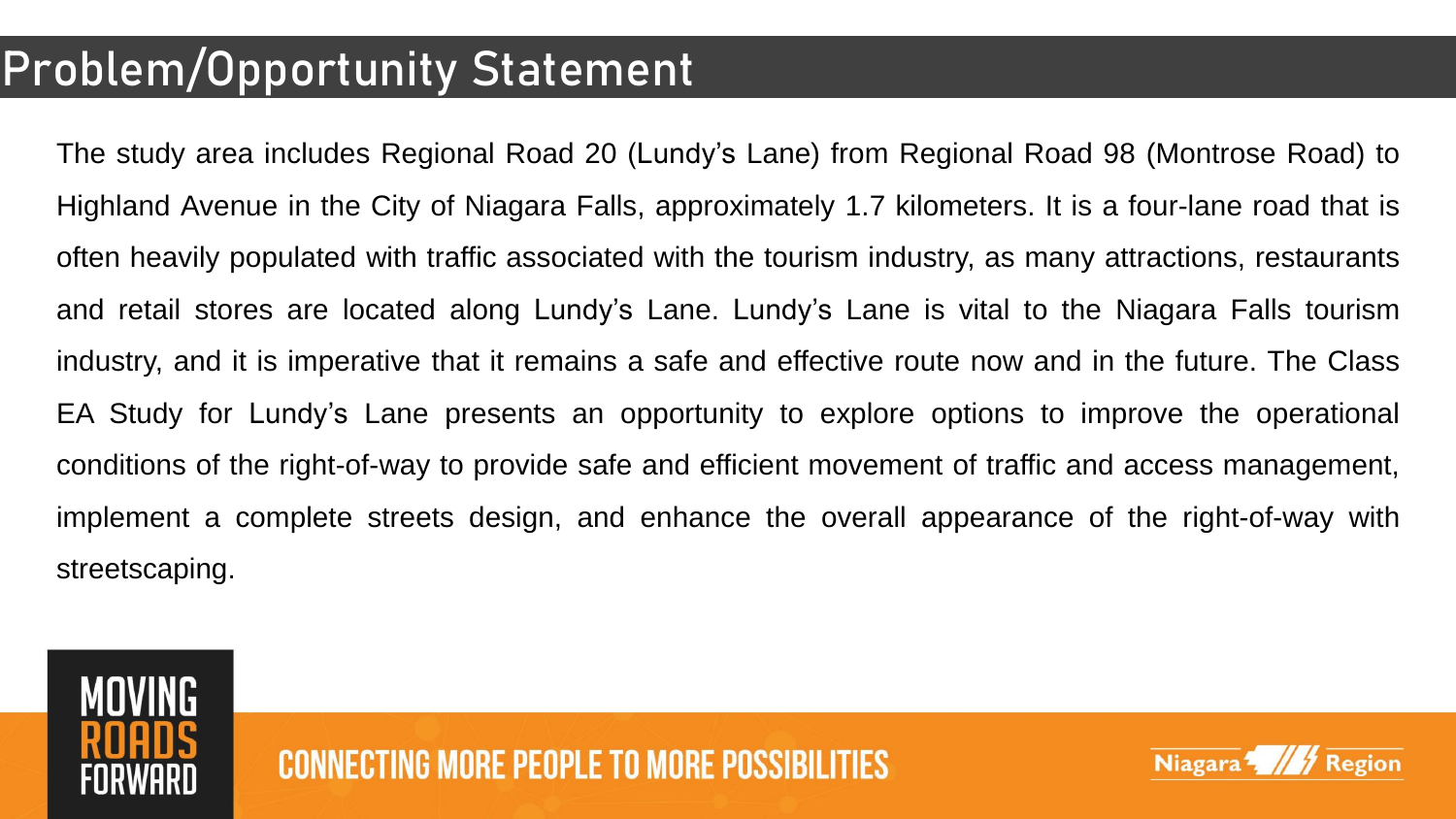# Problem/Opportunity Statement

The study area includes Regional Road 20 (Lundy's Lane) from Regional Road 98 (Montrose Road) to Highland Avenue in the City of Niagara Falls, approximately 1.7 kilometers. It is a four-lane road that is often heavily populated with traffic associated with the tourism industry, as many attractions, restaurants and retail stores are located along Lundy's Lane. Lundy's Lane is vital to the Niagara Falls tourism industry, and it is imperative that it remains a safe and effective route now and in the future. The Class EA Study for Lundy's Lane presents an opportunity to explore options to improve the operational conditions of the right-of-way to provide safe and efficient movement of traffic and access management, implement a complete streets design, and enhance the overall appearance of the right-of-way with streetscaping.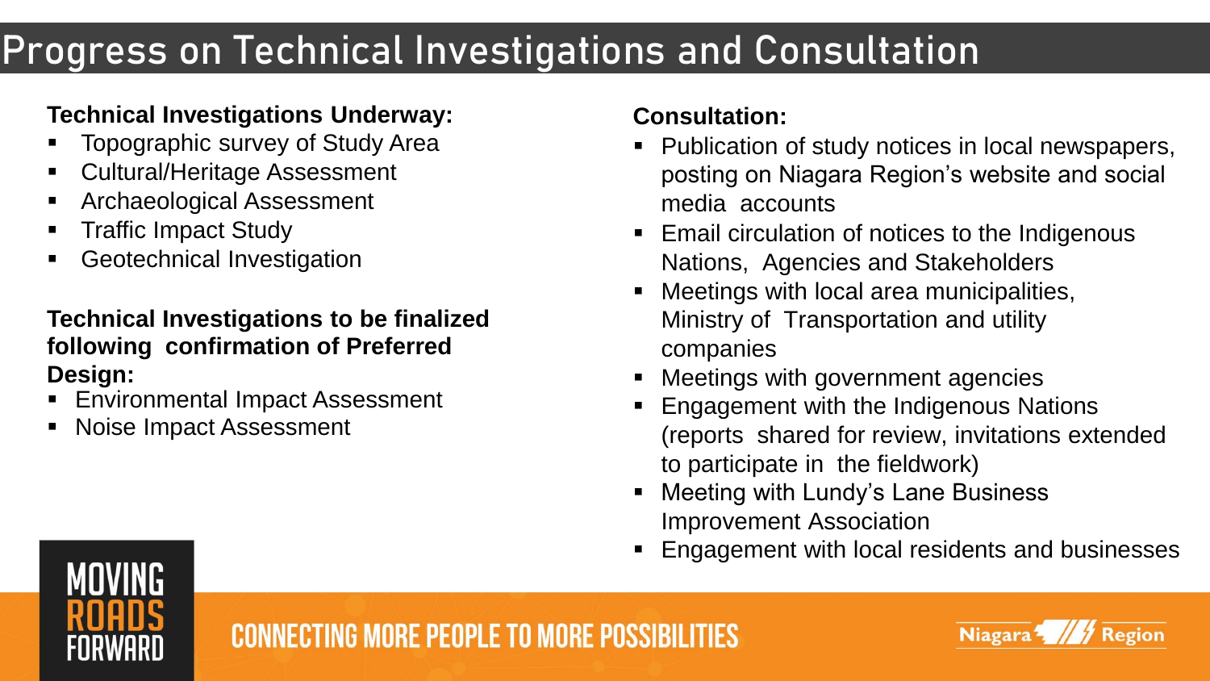# Progress on Technical Investigations and Consultation

**Technical Investigations Underway:**

- Topographic survey of Study Area
- Cultural/Heritage Assessment
- Archaeological Assessment
- Traffic Impact Study
- Geotechnical Investigation

**Technical Investigations to be finalized following confirmation of Preferred Design:**

- Environmental Impact Assessment
- Noise Impact Assessment

**Consultation:**

- Publication of study notices in local newspapers, posting on Niagara Region's website and social media accounts
- Email circulation of notices to the Indigenous Nations, Agencies and Stakeholders
- Meetings with local area municipalities, Ministry of Transportation and utility companies
- Meetings with government agencies
- Engagement with the Indigenous Nations (reports shared for review, invitations extended to participate in the fieldwork)
- Meeting with Lundy's Lane Business Improvement Association
- Engagement with local residents and businesses

MOVING ROADS FORWARD

CONNECTING MORE PEOPLE TO MORE POSSIBILITIES

Niagara Region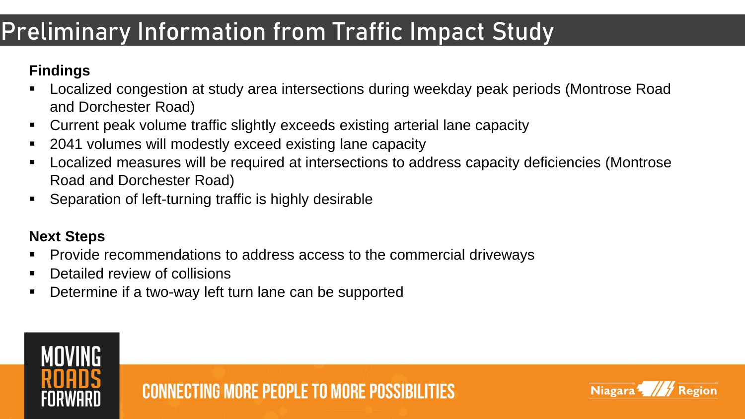# Preliminary Information from Traffic Impact Study

**Findings**

- Localized congestion at study area intersections during weekday peak periods (Montrose Road and Dorchester Road)
- Current peak volume traffic slightly exceeds existing arterial lane capacity
- 2041 volumes will modestly exceed existing lane capacity
- Localized measures will be required at intersections to address capacity deficiencies (Montrose Road and Dorchester Road)
- Separation of left-turning traffic is highly desirable

**Next Steps**

- Provide recommendations to address access to the commercial driveways
- Detailed review of collisions
- Determine if a two-way left turn lane can be supported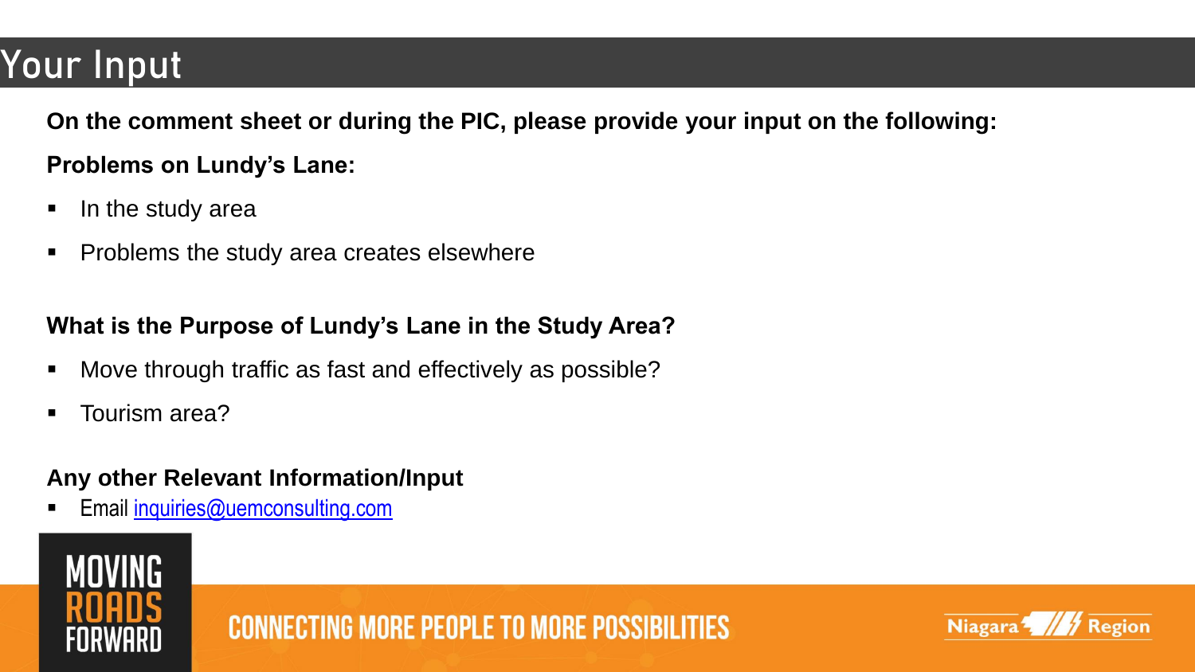# Your Input

**On the comment sheet or during the PIC, please provide your input on the following:**

**Problems on Lundy's Lane:**

- In the study area
- Problems the study area creates elsewhere

**What is the Purpose of Lundy's Lane in the Study Area?**

- Move through traffic as fast and effectively as possible?
- Tourism area?

**Any other Relevant Information/Input**

- Email inquiries@uemconsulting.com

MOVING ROADS FORWARD

CONNECTING MORE PEOPLE TO MORE POSSIBILITIES

Niagara Region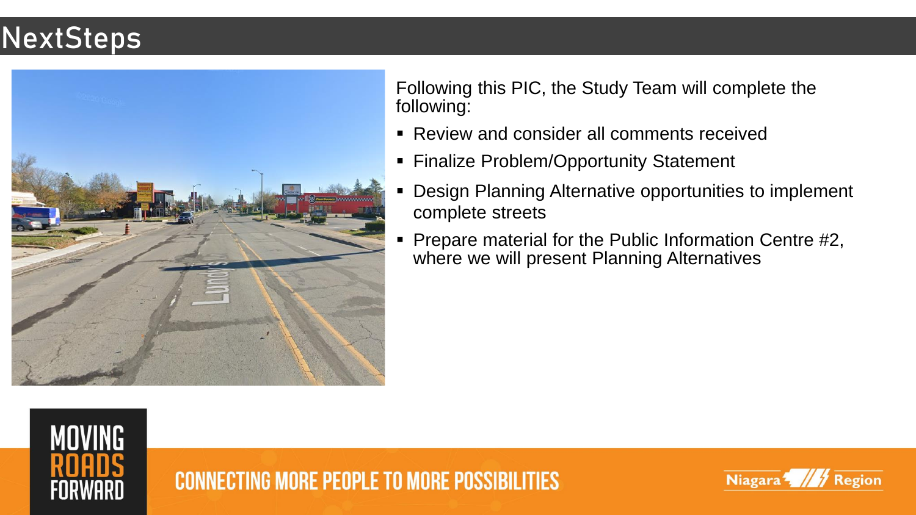# NextSteps

Following this PIC, the Study Team will complete the following:

- Review and consider all comments received
- Finalize Problem/Opportunity Statement
- Design Planning Alternative opportunities to implement complete streets
- Prepare material for the Public Information Centre #2, where we will present Planning Alternatives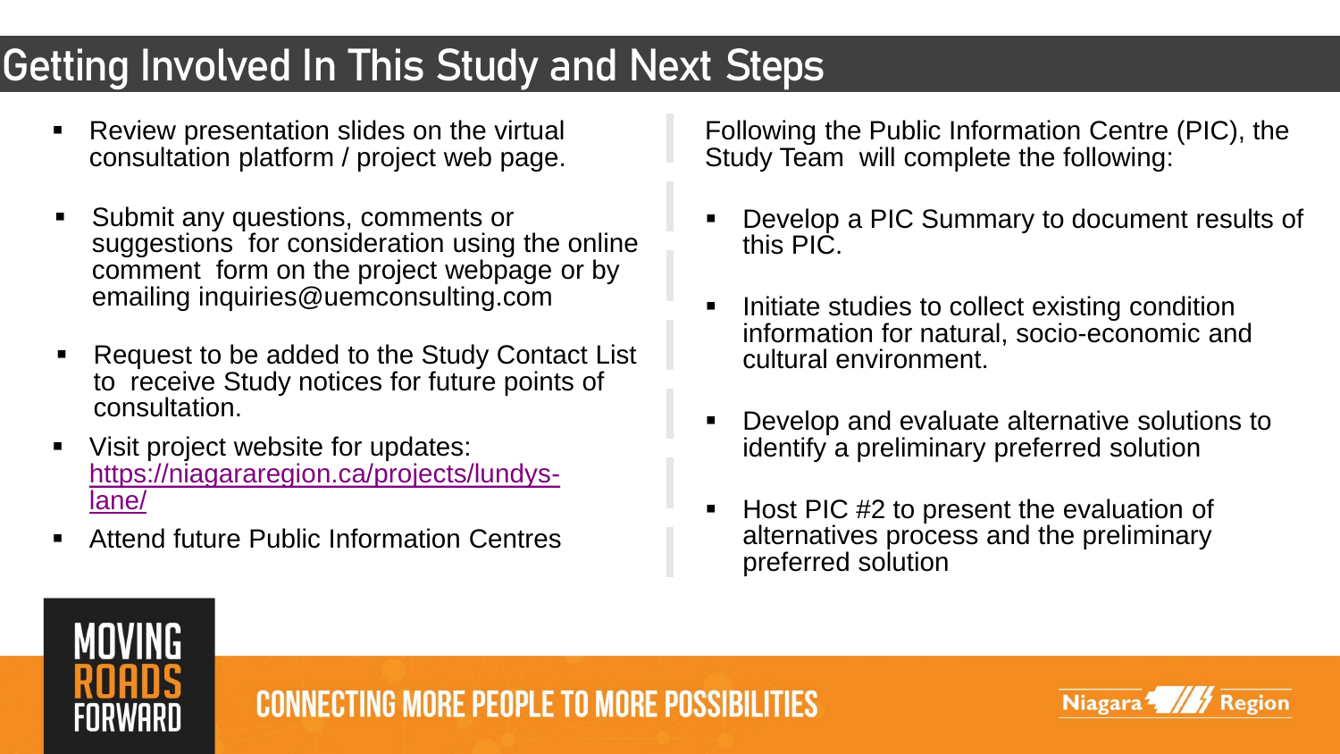# Getting Involved In This Study and Next Steps

- Review presentation slides on the virtual consultation platform / project web page.
- Submit any questions, comments or suggestions for consideration using the online comment form on the project webpage or by emailing inquiries@uemconsulting.com
- Request to be added to the Study Contact List to receive Study notices for future points of consultation.
- Visit project website for updates: [https://niagararegion.ca/projects/lundys-lane/](https://niagararegion.ca/projects/lundys-lane/)
- Attend future Public Information Centres

Following the Public Information Centre (PIC), the Study Team will complete the following:

- Develop a PIC Summary to document results of this PIC.
- Initiate studies to collect existing condition information for natural, socio-economic and cultural environment.
- Develop and evaluate alternative solutions to identify a preliminary preferred solution
- Host PIC #2 to present the evaluation of alternatives process and the preliminary preferred solution

MOVING ROADS FORWARD

CONNECTING MORE PEOPLE TO MORE POSSIBILITIES

Niagara Region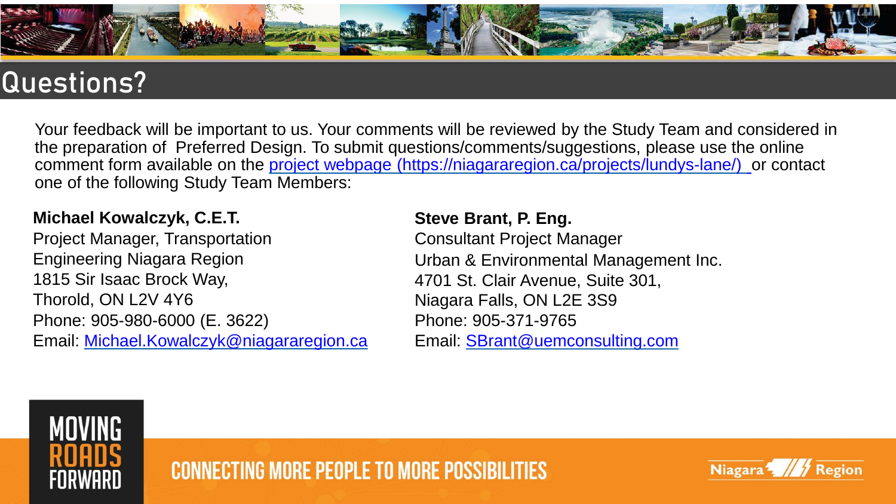# Questions?

Your feedback will be important to us. Your comments will be reviewed by the Study Team and considered in the preparation of Preferred Design. To submit questions/comments/suggestions, please use the online comment form available on the [project webpage (https://niagararegion.ca/projects/lundys-lane/)](https://niagararegion.ca/projects/lundys-lane/) or contact one of the following Study Team Members:

**Michael Kowalczyk, C.E.T.**
Project Manager, Transportation
Engineering Niagara Region
1815 Sir Isaac Brock Way,
Thorold, ON L2V 4Y6
Phone: 905-980-6000 (E. 3622)
Email: [Michael.Kowalczyk@niagararegion.ca](mailto:Michael.Kowalczyk@niagararegion.ca)

**Steve Brant, P. Eng.**
Consultant Project Manager
Urban & Environmental Management Inc.
4701 St. Clair Avenue, Suite 301,
Niagara Falls, ON L2E 3S9
Phone: 905-371-9765
Email: [SBrant@uemconsulting.com](mailto:SBrant@uemconsulting.com)

MOVING ROADS FORWARD

CONNECTING MORE PEOPLE TO MORE POSSIBILITIES

Niagara Region